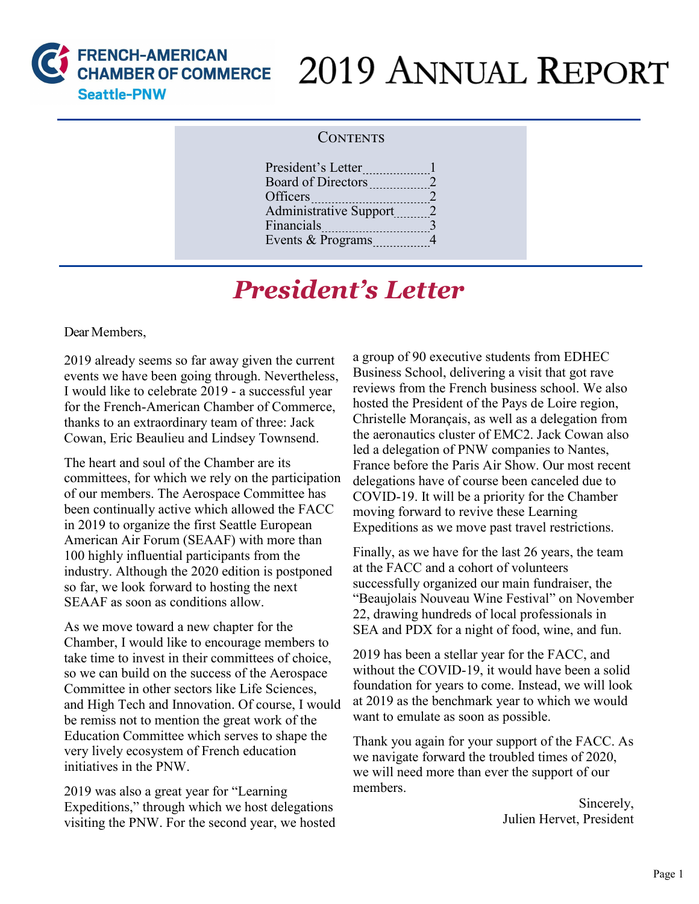FRENCH-AMERICAN CHAMBER OF COMMERCE
Seattle-PNW

# 2019 Annual Report

## Contents

| | |
|---|---|
| President's Letter | 1 |
| Board of Directors | 2 |
| Officers | 2 |
| Administrative Support | 2 |
| Financials | 3 |
| Events & Programs | 4 |

## *President's Letter*

Dear Members,

2019 already seems so far away given the current events we have been going through. Nevertheless, I would like to celebrate 2019 - a successful year for the French-American Chamber of Commerce, thanks to an extraordinary team of three: Jack Cowan, Eric Beaulieu and Lindsey Townsend.

The heart and soul of the Chamber are its committees, for which we rely on the participation of our members. The Aerospace Committee has been continually active which allowed the FACC in 2019 to organize the first Seattle European American Air Forum (SEAAF) with more than 100 highly influential participants from the industry. Although the 2020 edition is postponed so far, we look forward to hosting the next SEAAF as soon as conditions allow.

As we move toward a new chapter for the Chamber, I would like to encourage members to take time to invest in their committees of choice, so we can build on the success of the Aerospace Committee in other sectors like Life Sciences, and High Tech and Innovation. Of course, I would be remiss not to mention the great work of the Education Committee which serves to shape the very lively ecosystem of French education initiatives in the PNW.

2019 was also a great year for "Learning Expeditions," through which we host delegations visiting the PNW. For the second year, we hosted a group of 90 executive students from EDHEC Business School, delivering a visit that got rave reviews from the French business school. We also hosted the President of the Pays de Loire region, Christelle Morançais, as well as a delegation from the aeronautics cluster of EMC2. Jack Cowan also led a delegation of PNW companies to Nantes, France before the Paris Air Show. Our most recent delegations have of course been canceled due to COVID-19. It will be a priority for the Chamber moving forward to revive these Learning Expeditions as we move past travel restrictions.

Finally, as we have for the last 26 years, the team at the FACC and a cohort of volunteers successfully organized our main fundraiser, the "Beaujolais Nouveau Wine Festival" on November 22, drawing hundreds of local professionals in SEA and PDX for a night of food, wine, and fun.

2019 has been a stellar year for the FACC, and without the COVID-19, it would have been a solid foundation for years to come. Instead, we will look at 2019 as the benchmark year to which we would want to emulate as soon as possible.

Thank you again for your support of the FACC. As we navigate forward the troubled times of 2020, we will need more than ever the support of our members.

Sincerely,
Julien Hervet, President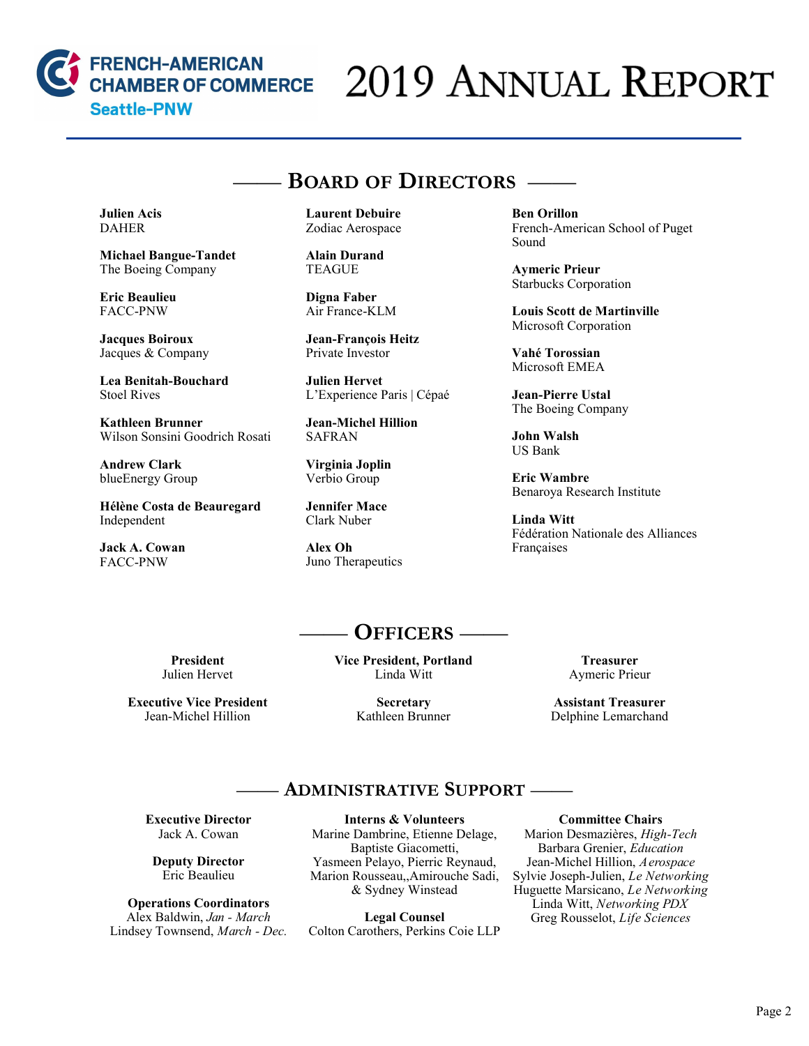# 2019 Annual Report

FRENCH-AMERICAN CHAMBER OF COMMERCE Seattle-PNW

## Board of Directors

**Julien Acis**
DAHER

**Michael Bangue-Tandet**
The Boeing Company

**Eric Beaulieu**
FACC-PNW

**Jacques Boiroux**
Jacques & Company

**Lea Benitah-Bouchard**
Stoel Rives

**Kathleen Brunner**
Wilson Sonsini Goodrich Rosati

**Andrew Clark**
blueEnergy Group

**Hélène Costa de Beauregard**
Independent

**Jack A. Cowan**
FACC-PNW

**Laurent Debuire**
Zodiac Aerospace

**Alain Durand**
TEAGUE

**Digna Faber**
Air France-KLM

**Jean-François Heitz**
Private Investor

**Julien Hervet**
L'Experience Paris | Cépaé

**Jean-Michel Hillion**
SAFRAN

**Virginia Joplin**
Verbio Group

**Jennifer Mace**
Clark Nuber

**Alex Oh**
Juno Therapeutics

**Ben Orillon**
French-American School of Puget Sound

**Aymeric Prieur**
Starbucks Corporation

**Louis Scott de Martinville**
Microsoft Corporation

**Vahé Torossian**
Microsoft EMEA

**Jean-Pierre Ustal**
The Boeing Company

**John Walsh**
US Bank

**Eric Wambre**
Benaroya Research Institute

**Linda Witt**
Fédération Nationale des Alliances Françaises

## Officers

**President**
Julien Hervet

**Executive Vice President**
Jean-Michel Hillion

**Vice President, Portland**
Linda Witt

**Secretary**
Kathleen Brunner

**Treasurer**
Aymeric Prieur

**Assistant Treasurer**
Delphine Lemarchand

## Administrative Support

**Executive Director**
Jack A. Cowan

**Deputy Director**
Eric Beaulieu

**Operations Coordinators**
Alex Baldwin, *Jan - March*
Lindsey Townsend, *March - Dec.*

**Interns & Volunteers**
Marine Dambrine, Etienne Delage, Baptiste Giacometti, Yasmeen Pelayo, Pierric Reynaud, Marion Rousseau,,Amirouche Sadi, & Sydney Winstead

**Legal Counsel**
Colton Carothers, Perkins Coie LLP

**Committee Chairs**
Marion Desmazières, *High-Tech*
Barbara Grenier, *Education*
Jean-Michel Hillion, *Aerospace*
Sylvie Joseph-Julien, *Le Networking*
Huguette Marsicano, *Le Networking*
Linda Witt, *Networking PDX*
Greg Rousselot, *Life Sciences*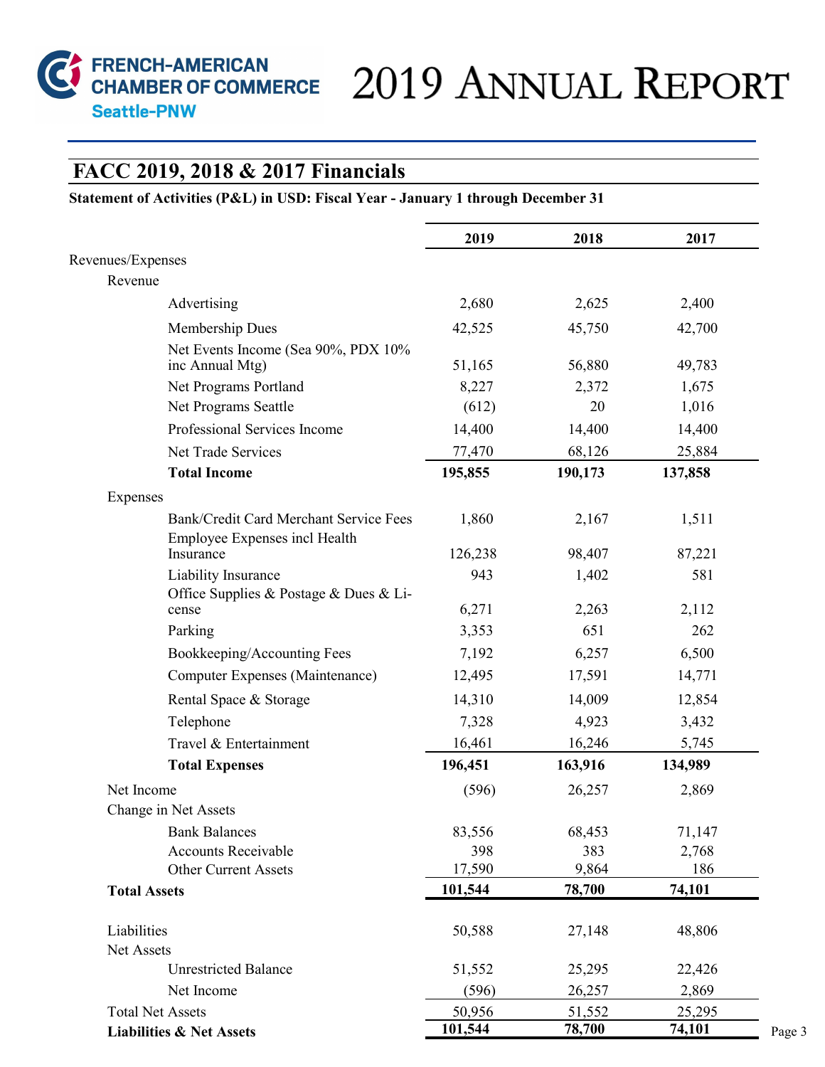# 2019 Annual Report

## FACC 2019, 2018 & 2017 Financials

**Statement of Activities (P&L) in USD: Fiscal Year - January 1 through December 31**

| | 2019 | 2018 | 2017 |
|---|---|---|---|
| Revenues/Expenses | | | |
| Revenue | | | |
| Advertising | 2,680 | 2,625 | 2,400 |
| Membership Dues | 42,525 | 45,750 | 42,700 |
| Net Events Income (Sea 90%, PDX 10% inc Annual Mtg) | 51,165 | 56,880 | 49,783 |
| Net Programs Portland | 8,227 | 2,372 | 1,675 |
| Net Programs Seattle | (612) | 20 | 1,016 |
| Professional Services Income | 14,400 | 14,400 | 14,400 |
| Net Trade Services | 77,470 | 68,126 | 25,884 |
| **Total Income** | **195,855** | **190,173** | **137,858** |
| Expenses | | | |
| Bank/Credit Card Merchant Service Fees | 1,860 | 2,167 | 1,511 |
| Employee Expenses incl Health Insurance | 126,238 | 98,407 | 87,221 |
| Liability Insurance | 943 | 1,402 | 581 |
| Office Supplies & Postage & Dues & License | 6,271 | 2,263 | 2,112 |
| Parking | 3,353 | 651 | 262 |
| Bookkeeping/Accounting Fees | 7,192 | 6,257 | 6,500 |
| Computer Expenses (Maintenance) | 12,495 | 17,591 | 14,771 |
| Rental Space & Storage | 14,310 | 14,009 | 12,854 |
| Telephone | 7,328 | 4,923 | 3,432 |
| Travel & Entertainment | 16,461 | 16,246 | 5,745 |
| **Total Expenses** | **196,451** | **163,916** | **134,989** |
| Net Income | (596) | 26,257 | 2,869 |
| Change in Net Assets | | | |
| Bank Balances | 83,556 | 68,453 | 71,147 |
| Accounts Receivable | 398 | 383 | 2,768 |
| Other Current Assets | 17,590 | 9,864 | 186 |
| **Total Assets** | **101,544** | **78,700** | **74,101** |
| Liabilities | 50,588 | 27,148 | 48,806 |
| Net Assets | | | |
| Unrestricted Balance | 51,552 | 25,295 | 22,426 |
| Net Income | (596) | 26,257 | 2,869 |
| Total Net Assets | 50,956 | 51,552 | 25,295 |
| **Liabilities & Net Assets** | **101,544** | **78,700** | **74,101** |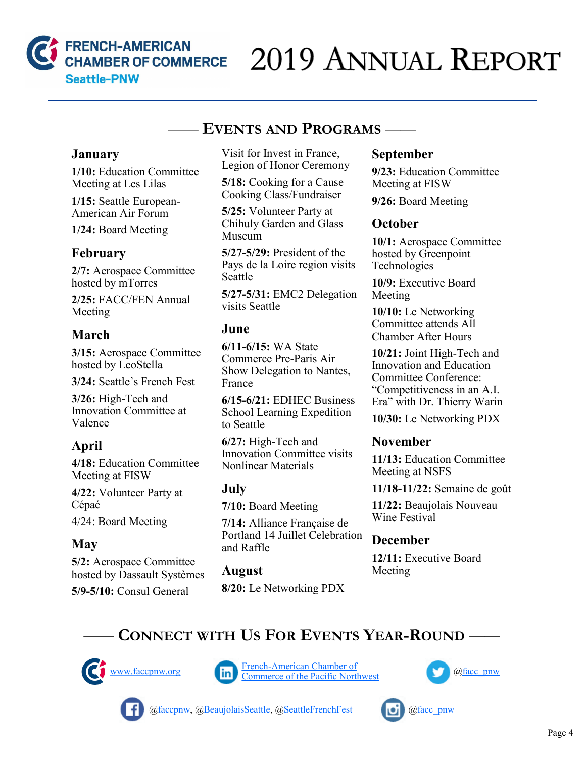**FRENCH-AMERICAN CHAMBER OF COMMERCE**
**Seattle-PNW**

# 2019 Annual Report

## Events and Programs

### January

**1/10:** Education Committee Meeting at Les Lilas

**1/15:** Seattle European-American Air Forum

**1/24:** Board Meeting

### February

**2/7:** Aerospace Committee hosted by mTorres

**2/25:** FACC/FEN Annual Meeting

### March

**3/15:** Aerospace Committee hosted by LeoStella

**3/24:** Seattle's French Fest

**3/26:** High-Tech and Innovation Committee at Valence

### April

**4/18:** Education Committee Meeting at FISW

**4/22:** Volunteer Party at Cépaé

4/24: Board Meeting

### May

**5/2:** Aerospace Committee hosted by Dassault Systèmes

**5/9-5/10:** Consul General Visit for Invest in France, Legion of Honor Ceremony

**5/18:** Cooking for a Cause Cooking Class/Fundraiser

**5/25:** Volunteer Party at Chihuly Garden and Glass Museum

**5/27-5/29:** President of the Pays de la Loire region visits Seattle

**5/27-5/31:** EMC2 Delegation visits Seattle

### June

**6/11-6/15:** WA State Commerce Pre-Paris Air Show Delegation to Nantes, France

**6/15-6/21:** EDHEC Business School Learning Expedition to Seattle

**6/27:** High-Tech and Innovation Committee visits Nonlinear Materials

### July

**7/10:** Board Meeting

**7/14:** Alliance Française de Portland 14 Juillet Celebration and Raffle

### August

**8/20:** Le Networking PDX

### September

**9/23:** Education Committee Meeting at FISW

**9/26:** Board Meeting

### October

**10/1:** Aerospace Committee hosted by Greenpoint Technologies

**10/9:** Executive Board Meeting

**10/10:** Le Networking Committee attends All Chamber After Hours

**10/21:** Joint High-Tech and Innovation and Education Committee Conference: "Competitiveness in an A.I. Era" with Dr. Thierry Warin

**10/30:** Le Networking PDX

### November

**11/13:** Education Committee Meeting at NSFS

**11/18-11/22:** Semaine de goût

**11/22:** Beaujolais Nouveau Wine Festival

### December

**12/11:** Executive Board Meeting

## Connect with Us For Events Year-Round

www.faccpnw.org

French-American Chamber of Commerce of the Pacific Northwest

@facc_pnw

@faccpnw, @BeaujolaisSeattle, @SeattleFrenchFest

@facc_pnw